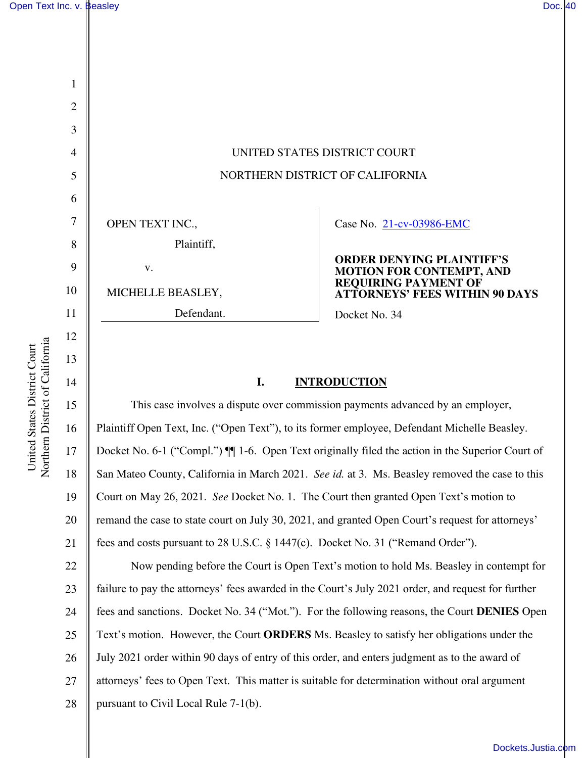UNITED STATES DISTRICT COURT

NORTHERN DISTRICT OF CALIFORNIA

OPEN TEXT INC.,

Plaintiff,

v.

MICHELLE BEASLEY,

Defendant.

Case No. 21-cv-03986-EMC

**ORDER DENYING PLAINTIFF'S MOTION FOR CONTEMPT, AND REQUIRING PAYMENT OF ATTORNEYS' FEES WITHIN 90 DAYS**

Docket No. 34

## I. INTRODUCTION

This case involves a dispute over commission payments advanced by an employer, Plaintiff Open Text, Inc. ("Open Text"), to its former employee, Defendant Michelle Beasley. Docket No. 6-1 ("Compl.") ¶¶ 1-6. Open Text originally filed the action in the Superior Court of San Mateo County, California in March 2021. *See id.* at 3. Ms. Beasley removed the case to this Court on May 26, 2021. *See* Docket No. 1. The Court then granted Open Text's motion to remand the case to state court on July 30, 2021, and granted Open Court's request for attorneys' fees and costs pursuant to 28 U.S.C. § 1447(c). Docket No. 31 ("Remand Order").

Now pending before the Court is Open Text's motion to hold Ms. Beasley in contempt for failure to pay the attorneys' fees awarded in the Court's July 2021 order, and request for further fees and sanctions. Docket No. 34 ("Mot."). For the following reasons, the Court **DENIES** Open Text's motion. However, the Court **ORDERS** Ms. Beasley to satisfy her obligations under the July 2021 order within 90 days of entry of this order, and enters judgment as to the award of attorneys' fees to Open Text. This matter is suitable for determination without oral argument pursuant to Civil Local Rule 7-1(b).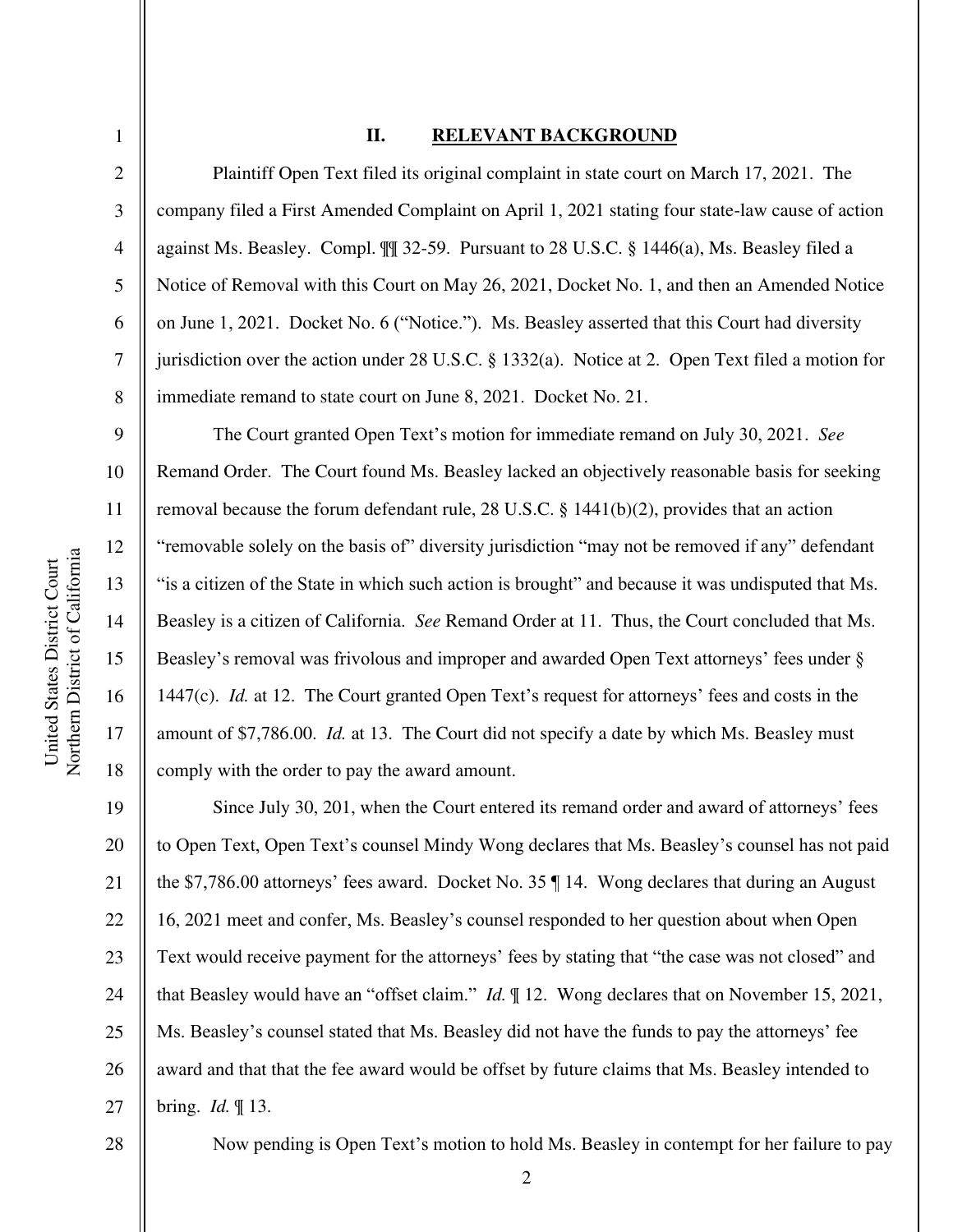## II. RELEVANT BACKGROUND

Plaintiff Open Text filed its original complaint in state court on March 17, 2021. The company filed a First Amended Complaint on April 1, 2021 stating four state-law cause of action against Ms. Beasley. Compl. ¶¶ 32-59. Pursuant to 28 U.S.C. § 1446(a), Ms. Beasley filed a Notice of Removal with this Court on May 26, 2021, Docket No. 1, and then an Amended Notice on June 1, 2021. Docket No. 6 ("Notice."). Ms. Beasley asserted that this Court had diversity jurisdiction over the action under 28 U.S.C. § 1332(a). Notice at 2. Open Text filed a motion for immediate remand to state court on June 8, 2021. Docket No. 21.

The Court granted Open Text's motion for immediate remand on July 30, 2021. *See* Remand Order. The Court found Ms. Beasley lacked an objectively reasonable basis for seeking removal because the forum defendant rule, 28 U.S.C. § 1441(b)(2), provides that an action "removable solely on the basis of" diversity jurisdiction "may not be removed if any" defendant "is a citizen of the State in which such action is brought" and because it was undisputed that Ms. Beasley is a citizen of California. *See* Remand Order at 11. Thus, the Court concluded that Ms. Beasley's removal was frivolous and improper and awarded Open Text attorneys' fees under § 1447(c). *Id.* at 12. The Court granted Open Text's request for attorneys' fees and costs in the amount of $7,786.00. *Id.* at 13. The Court did not specify a date by which Ms. Beasley must comply with the order to pay the award amount.

Since July 30, 201, when the Court entered its remand order and award of attorneys' fees to Open Text, Open Text's counsel Mindy Wong declares that Ms. Beasley's counsel has not paid the $7,786.00 attorneys' fees award. Docket No. 35 ¶ 14. Wong declares that during an August 16, 2021 meet and confer, Ms. Beasley's counsel responded to her question about when Open Text would receive payment for the attorneys' fees by stating that "the case was not closed" and that Beasley would have an "offset claim." *Id.* ¶ 12. Wong declares that on November 15, 2021, Ms. Beasley's counsel stated that Ms. Beasley did not have the funds to pay the attorneys' fee award and that that the fee award would be offset by future claims that Ms. Beasley intended to bring. *Id.* ¶ 13.

Now pending is Open Text's motion to hold Ms. Beasley in contempt for her failure to pay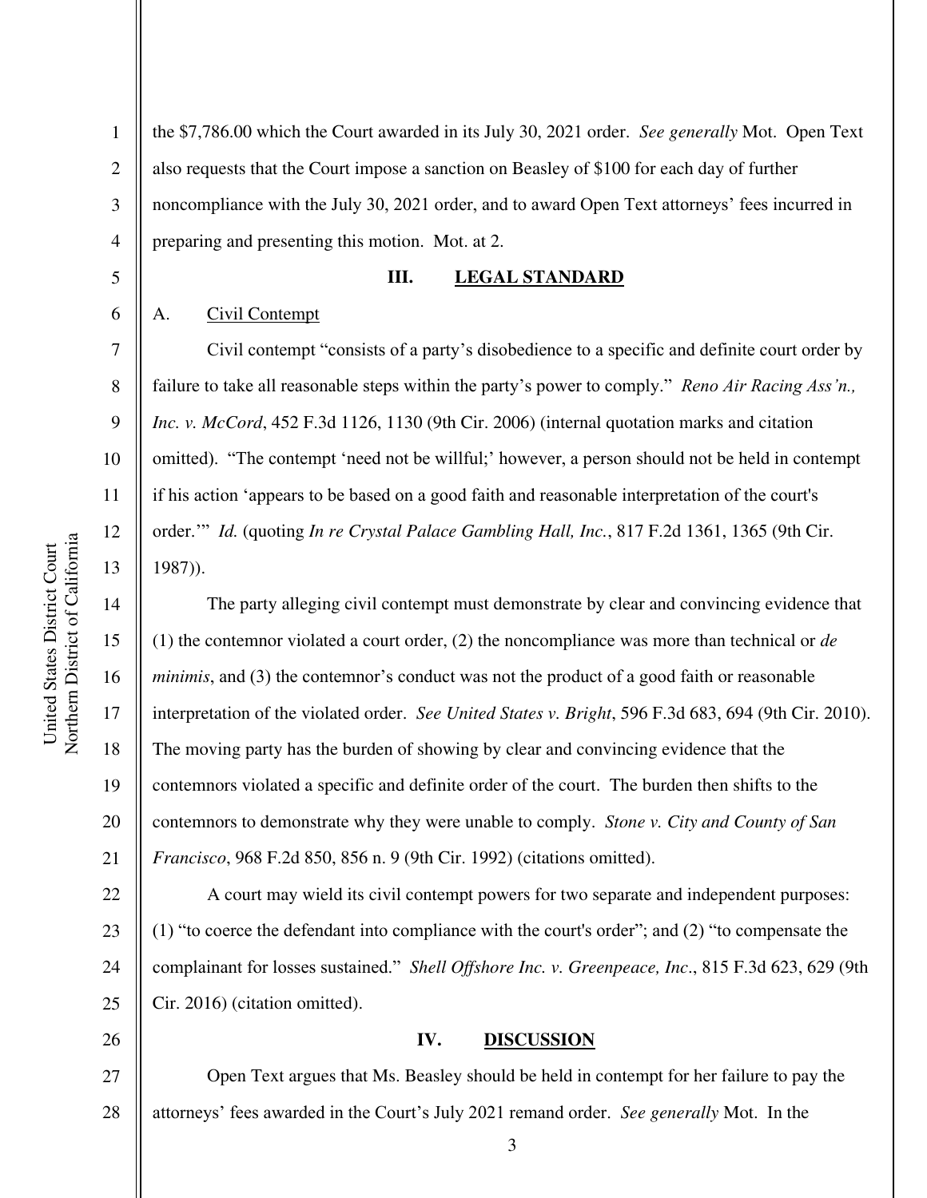the $7,786.00 which the Court awarded in its July 30, 2021 order. *See generally* Mot. Open Text also requests that the Court impose a sanction on Beasley of $100 for each day of further noncompliance with the July 30, 2021 order, and to award Open Text attorneys' fees incurred in preparing and presenting this motion. Mot. at 2.

## III. LEGAL STANDARD

### A. Civil Contempt

Civil contempt "consists of a party's disobedience to a specific and definite court order by failure to take all reasonable steps within the party's power to comply." *Reno Air Racing Ass'n., Inc. v. McCord*, 452 F.3d 1126, 1130 (9th Cir. 2006) (internal quotation marks and citation omitted). "The contempt 'need not be willful;' however, a person should not be held in contempt if his action 'appears to be based on a good faith and reasonable interpretation of the court's order.'" *Id.* (quoting *In re Crystal Palace Gambling Hall, Inc.*, 817 F.2d 1361, 1365 (9th Cir. 1987)).

The party alleging civil contempt must demonstrate by clear and convincing evidence that (1) the contemnor violated a court order, (2) the noncompliance was more than technical or *de minimis*, and (3) the contemnor's conduct was not the product of a good faith or reasonable interpretation of the violated order. *See United States v. Bright*, 596 F.3d 683, 694 (9th Cir. 2010). The moving party has the burden of showing by clear and convincing evidence that the contemnors violated a specific and definite order of the court. The burden then shifts to the contemnors to demonstrate why they were unable to comply. *Stone v. City and County of San Francisco*, 968 F.2d 850, 856 n. 9 (9th Cir. 1992) (citations omitted).

A court may wield its civil contempt powers for two separate and independent purposes: (1) "to coerce the defendant into compliance with the court's order"; and (2) "to compensate the complainant for losses sustained." *Shell Offshore Inc. v. Greenpeace, Inc*., 815 F.3d 623, 629 (9th Cir. 2016) (citation omitted).

## IV. DISCUSSION

Open Text argues that Ms. Beasley should be held in contempt for her failure to pay the attorneys' fees awarded in the Court's July 2021 remand order. *See generally* Mot. In the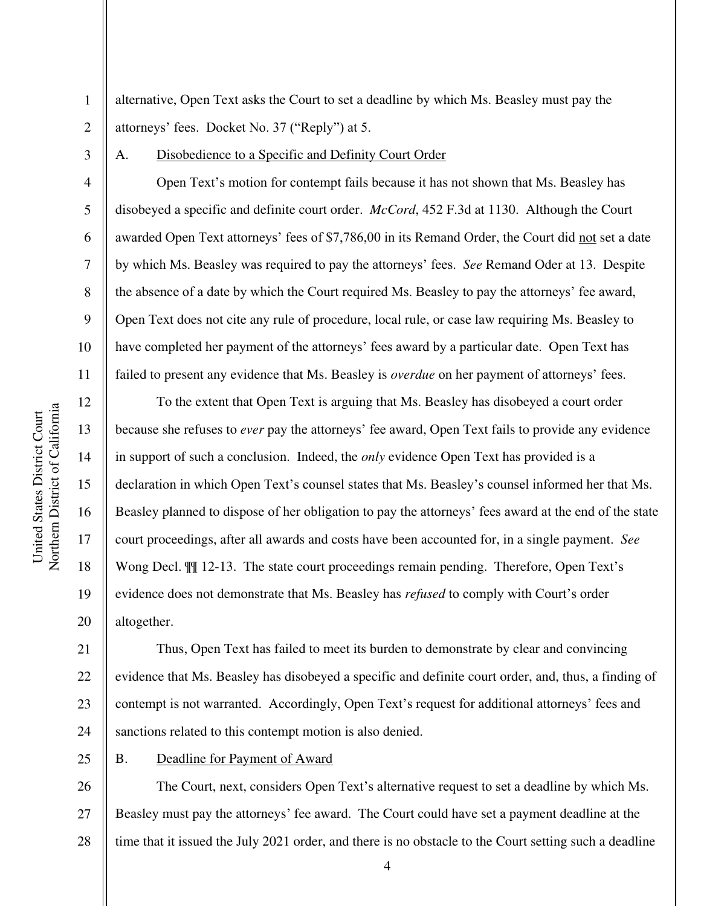alternative, Open Text asks the Court to set a deadline by which Ms. Beasley must pay the attorneys' fees. Docket No. 37 ("Reply") at 5.

A. Disobedience to a Specific and Definity Court Order

Open Text's motion for contempt fails because it has not shown that Ms. Beasley has disobeyed a specific and definite court order. *McCord*, 452 F.3d at 1130. Although the Court awarded Open Text attorneys' fees of $7,786,00 in its Remand Order, the Court did not set a date by which Ms. Beasley was required to pay the attorneys' fees. *See* Remand Oder at 13. Despite the absence of a date by which the Court required Ms. Beasley to pay the attorneys' fee award, Open Text does not cite any rule of procedure, local rule, or case law requiring Ms. Beasley to have completed her payment of the attorneys' fees award by a particular date. Open Text has failed to present any evidence that Ms. Beasley is *overdue* on her payment of attorneys' fees.

To the extent that Open Text is arguing that Ms. Beasley has disobeyed a court order because she refuses to *ever* pay the attorneys' fee award, Open Text fails to provide any evidence in support of such a conclusion. Indeed, the *only* evidence Open Text has provided is a declaration in which Open Text's counsel states that Ms. Beasley's counsel informed her that Ms. Beasley planned to dispose of her obligation to pay the attorneys' fees award at the end of the state court proceedings, after all awards and costs have been accounted for, in a single payment. *See* Wong Decl. ¶¶ 12-13. The state court proceedings remain pending. Therefore, Open Text's evidence does not demonstrate that Ms. Beasley has *refused* to comply with Court's order altogether.

Thus, Open Text has failed to meet its burden to demonstrate by clear and convincing evidence that Ms. Beasley has disobeyed a specific and definite court order, and, thus, a finding of contempt is not warranted. Accordingly, Open Text's request for additional attorneys' fees and sanctions related to this contempt motion is also denied.

B. Deadline for Payment of Award

The Court, next, considers Open Text's alternative request to set a deadline by which Ms. Beasley must pay the attorneys' fee award. The Court could have set a payment deadline at the time that it issued the July 2021 order, and there is no obstacle to the Court setting such a deadline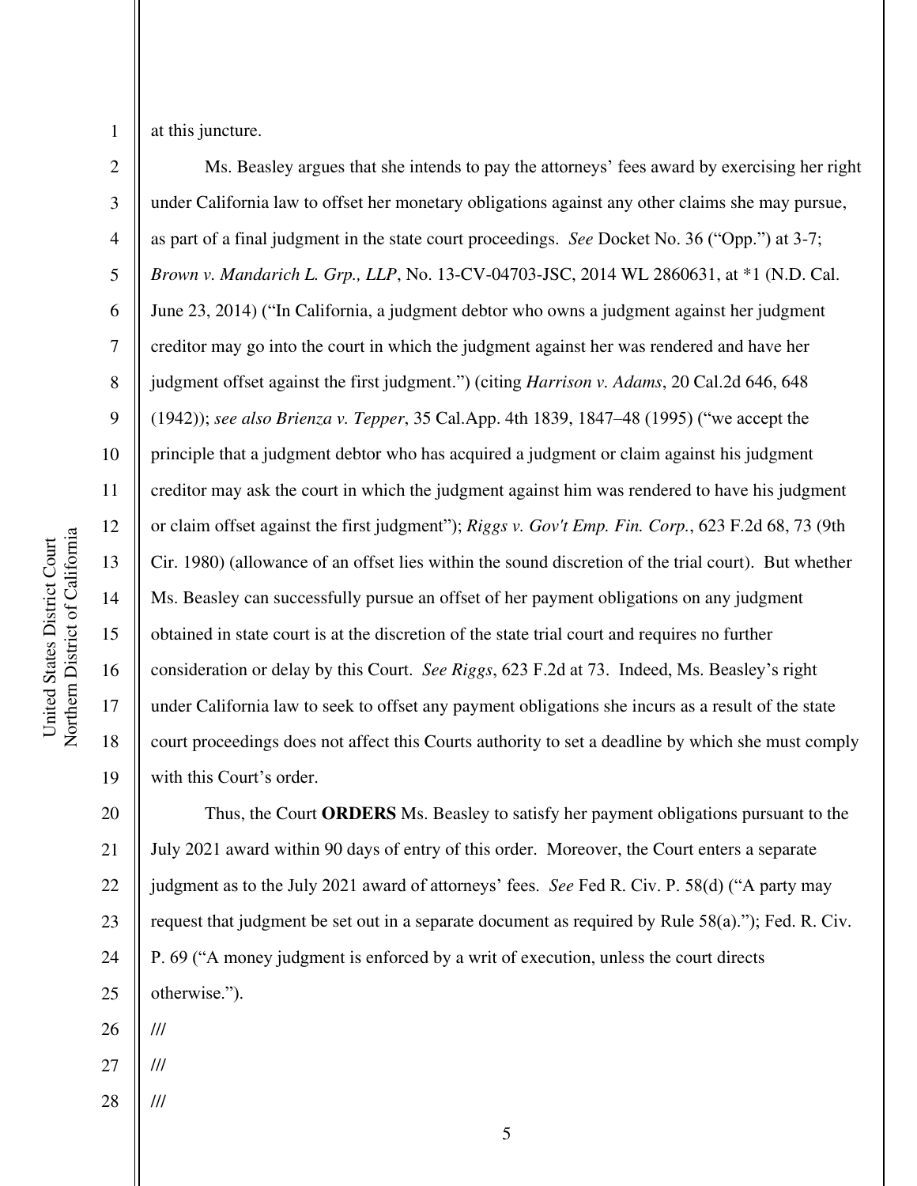at this juncture.

Ms. Beasley argues that she intends to pay the attorneys' fees award by exercising her right under California law to offset her monetary obligations against any other claims she may pursue, as part of a final judgment in the state court proceedings. *See* Docket No. 36 ("Opp.") at 3-7; *Brown v. Mandarich L. Grp., LLP*, No. 13-CV-04703-JSC, 2014 WL 2860631, at *1 (N.D. Cal. June 23, 2014) ("In California, a judgment debtor who owns a judgment against her judgment creditor may go into the court in which the judgment against her was rendered and have her judgment offset against the first judgment.") (citing *Harrison v. Adams*, 20 Cal.2d 646, 648 (1942)); *see also Brienza v. Tepper*, 35 Cal.App. 4th 1839, 1847–48 (1995) ("we accept the principle that a judgment debtor who has acquired a judgment or claim against his judgment creditor may ask the court in which the judgment against him was rendered to have his judgment or claim offset against the first judgment"); *Riggs v. Gov't Emp. Fin. Corp.*, 623 F.2d 68, 73 (9th Cir. 1980) (allowance of an offset lies within the sound discretion of the trial court). But whether Ms. Beasley can successfully pursue an offset of her payment obligations on any judgment obtained in state court is at the discretion of the state trial court and requires no further consideration or delay by this Court. *See Riggs*, 623 F.2d at 73. Indeed, Ms. Beasley's right under California law to seek to offset any payment obligations she incurs as a result of the state court proceedings does not affect this Courts authority to set a deadline by which she must comply with this Court's order.

Thus, the Court **ORDERS** Ms. Beasley to satisfy her payment obligations pursuant to the July 2021 award within 90 days of entry of this order. Moreover, the Court enters a separate judgment as to the July 2021 award of attorneys' fees. *See* Fed R. Civ. P. 58(d) ("A party may request that judgment be set out in a separate document as required by Rule 58(a)."); Fed. R. Civ. P. 69 ("A money judgment is enforced by a writ of execution, unless the court directs otherwise.").

///

///

///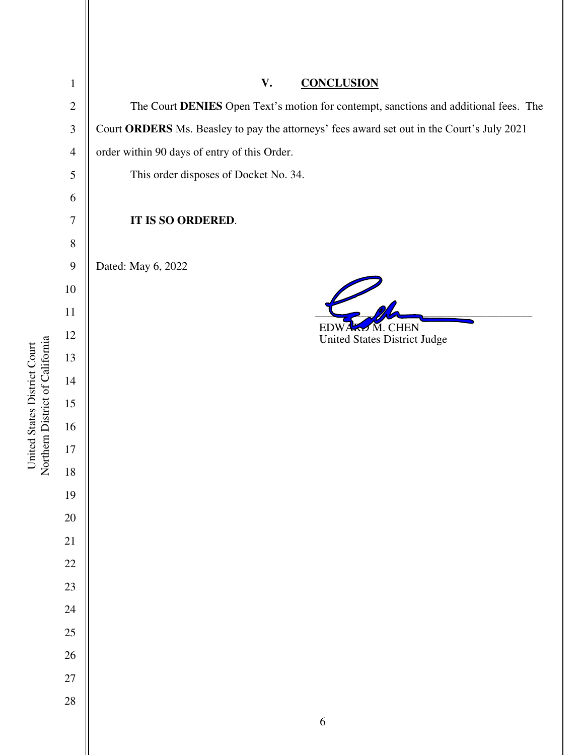## V. CONCLUSION

The Court **DENIES** Open Text's motion for contempt, sanctions and additional fees. The Court **ORDERS** Ms. Beasley to pay the attorneys' fees award set out in the Court's July 2021 order within 90 days of entry of this Order.

This order disposes of Docket No. 34.

**IT IS SO ORDERED**.

Dated: May 6, 2022

EDWARD M. CHEN
United States District Judge